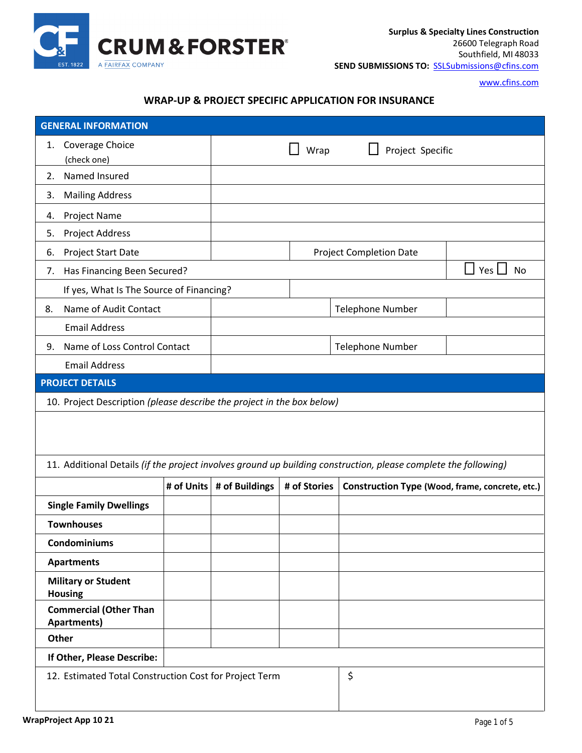**CRUM & FORSTER**
A FAIRFAX COMPANY

**Surplus & Specialty Lines Construction**
26600 Telegraph Road
Southfield, MI 48033
**SEND SUBMISSIONS TO:** SSLSubmissions@cfins.com

www.cfins.com

# WRAP-UP & PROJECT SPECIFIC APPLICATION FOR INSURANCE

## GENERAL INFORMATION

| | | | |
|---|---|---|---|
| 1. Coverage Choice (check one) | ☐ Wrap ☐ Project Specific | | |
| 2. Named Insured | | | |
| 3. Mailing Address | | | |
| 4. Project Name | | | |
| 5. Project Address | | | |
| 6. Project Start Date | | Project Completion Date | |
| 7. Has Financing Been Secured? | | | ☐ Yes ☐ No |
| If yes, What Is The Source of Financing? | | | |
| 8. Name of Audit Contact | | Telephone Number | |
| Email Address | | | |
| 9. Name of Loss Control Contact | | Telephone Number | |
| Email Address | | | |

## PROJECT DETAILS

10. Project Description *(please describe the project in the box below)*

11. Additional Details *(if the project involves ground up building construction, please complete the following)*

| | # of Units | # of Buildings | # of Stories | Construction Type (Wood, frame, concrete, etc.) |
|---|---|---|---|---|
| **Single Family Dwellings** | | | | |
| **Townhouses** | | | | |
| **Condominiums** | | | | |
| **Apartments** | | | | |
| **Military or Student Housing** | | | | |
| **Commercial (Other Than Apartments)** | | | | |
| **Other** | | | | |
| **If Other, Please Describe:** | | | | |

| | |
|---|---|
| 12. Estimated Total Construction Cost for Project Term | $ |

**WrapProject App 10 21**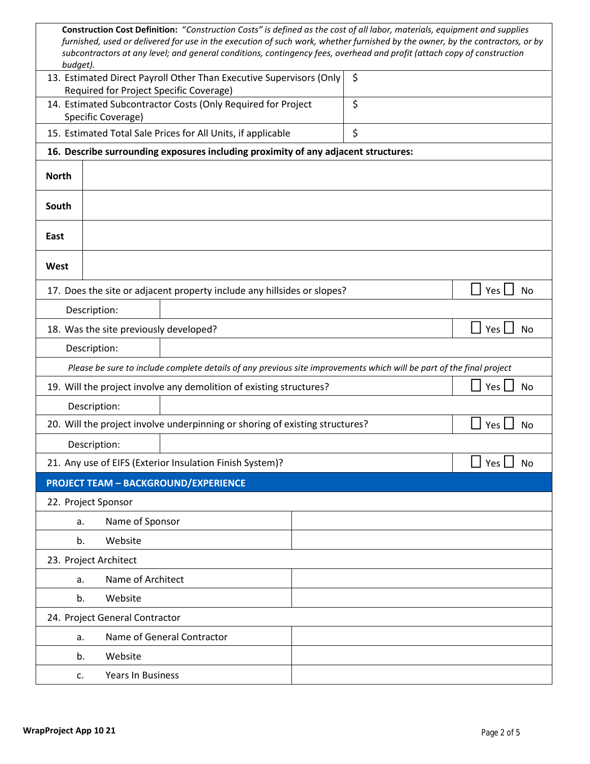**Construction Cost Definition:** *"Construction Costs" is defined as the cost of all labor, materials, equipment and supplies furnished, used or delivered for use in the execution of such work, whether furnished by the owner, by the contractors, or by subcontractors at any level; and general conditions, contingency fees, overhead and profit (attach copy of construction budget).*

| | |
|---|---|
| 13. Estimated Direct Payroll Other Than Executive Supervisors (Only Required for Project Specific Coverage) | $ |
| 14. Estimated Subcontractor Costs (Only Required for Project Specific Coverage) | $ |
| 15. Estimated Total Sale Prices for All Units, if applicable | $ |

**16. Describe surrounding exposures including proximity of any adjacent structures:**

| | |
|---|---|
| **North** | |
| **South** | |
| **East** | |
| **West** | |

| | |
|---|---|
| 17. Does the site or adjacent property include any hillsides or slopes? | ☐ Yes ☐ No |
| Description: | |
| 18. Was the site previously developed? | ☐ Yes ☐ No |
| Description: | |

*Please be sure to include complete details of any previous site improvements which will be part of the final project*

| | |
|---|---|
| 19. Will the project involve any demolition of existing structures? | ☐ Yes ☐ No |
| Description: | |
| 20. Will the project involve underpinning or shoring of existing structures? | ☐ Yes ☐ No |
| Description: | |
| 21. Any use of EIFS (Exterior Insulation Finish System)? | ☐ Yes ☐ No |

## PROJECT TEAM – BACKGROUND/EXPERIENCE

22. Project Sponsor

| | |
|---|---|
| a. Name of Sponsor | |
| b. Website | |

23. Project Architect

| | |
|---|---|
| a. Name of Architect | |
| b. Website | |

24. Project General Contractor

| | |
|---|---|
| a. Name of General Contractor | |
| b. Website | |
| c. Years In Business | |

WrapProject App 10 21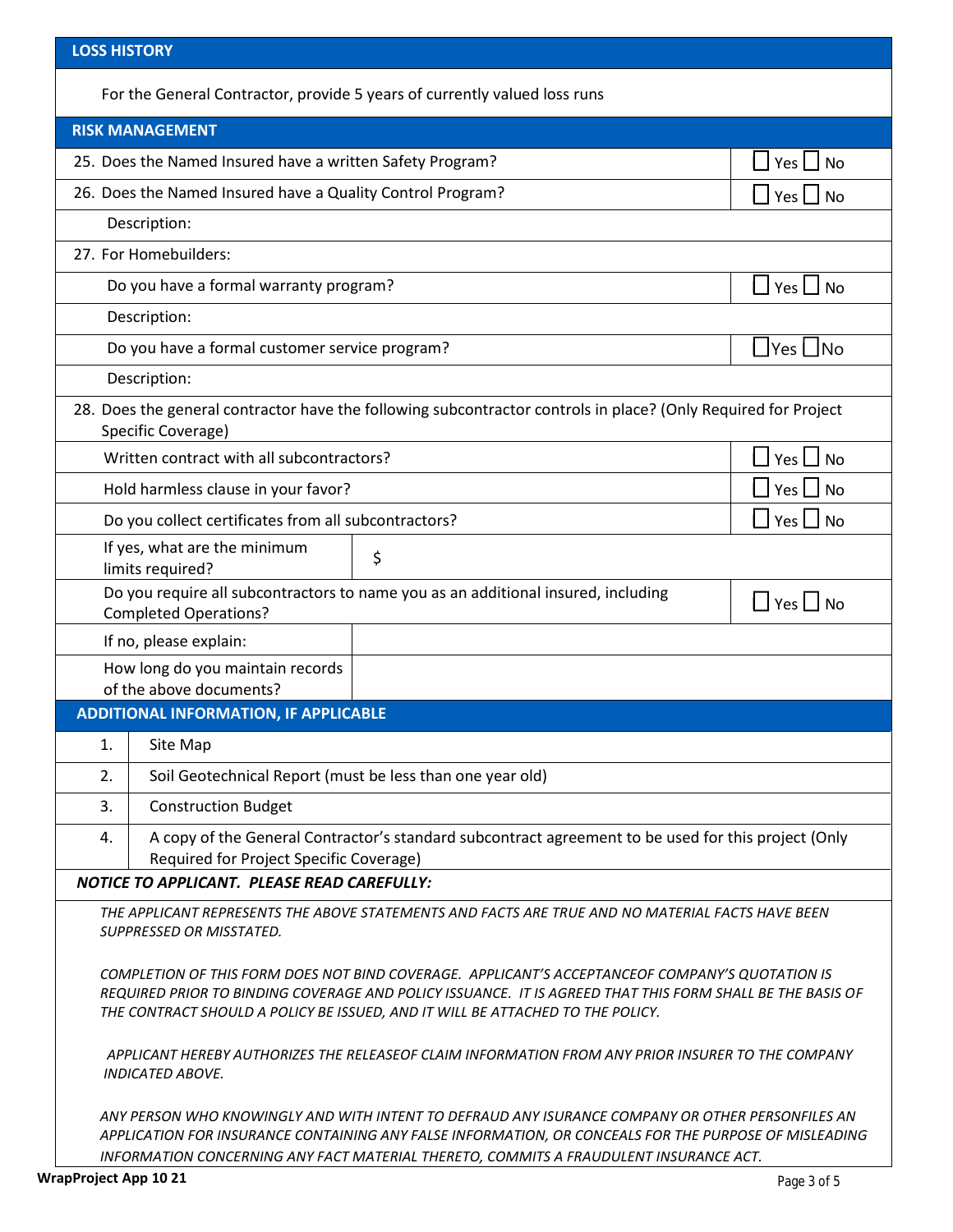## LOSS HISTORY

For the General Contractor, provide 5 years of currently valued loss runs

## RISK MANAGEMENT

| | |
|---|---|
| 25. Does the Named Insured have a written Safety Program? | ☐ Yes ☐ No |
| 26. Does the Named Insured have a Quality Control Program? | ☐ Yes ☐ No |
| Description: | |
| 27. For Homebuilders: | |
| Do you have a formal warranty program? | ☐ Yes ☐ No |
| Description: | |
| Do you have a formal customer service program? | ☐ Yes ☐ No |
| Description: | |
| 28. Does the general contractor have the following subcontractor controls in place? (Only Required for Project Specific Coverage) | |
| Written contract with all subcontractors? | ☐ Yes ☐ No |
| Hold harmless clause in your favor? | ☐ Yes ☐ No |
| Do you collect certificates from all subcontractors? | ☐ Yes ☐ No |
| If yes, what are the minimum limits required? | $ |
| Do you require all subcontractors to name you as an additional insured, including Completed Operations? | ☐ Yes ☐ No |
| If no, please explain: | |
| How long do you maintain records of the above documents? | |

## ADDITIONAL INFORMATION, IF APPLICABLE

| | |
|---|---|
| 1. | Site Map |
| 2. | Soil Geotechnical Report (must be less than one year old) |
| 3. | Construction Budget |
| 4. | A copy of the General Contractor's standard subcontract agreement to be used for this project (Only Required for Project Specific Coverage) |

***NOTICE TO APPLICANT. PLEASE READ CAREFULLY:***

*THE APPLICANT REPRESENTS THE ABOVE STATEMENTS AND FACTS ARE TRUE AND NO MATERIAL FACTS HAVE BEEN SUPPRESSED OR MISSTATED.*

*COMPLETION OF THIS FORM DOES NOT BIND COVERAGE. APPLICANT'S ACCEPTANCEOF COMPANY'S QUOTATION IS REQUIRED PRIOR TO BINDING COVERAGE AND POLICY ISSUANCE. IT IS AGREED THAT THIS FORM SHALL BE THE BASIS OF THE CONTRACT SHOULD A POLICY BE ISSUED, AND IT WILL BE ATTACHED TO THE POLICY.*

*APPLICANT HEREBY AUTHORIZES THE RELEASEOF CLAIM INFORMATION FROM ANY PRIOR INSURER TO THE COMPANY INDICATED ABOVE.*

*ANY PERSON WHO KNOWINGLY AND WITH INTENT TO DEFRAUD ANY ISURANCE COMPANY OR OTHER PERSONFILES AN APPLICATION FOR INSURANCE CONTAINING ANY FALSE INFORMATION, OR CONCEALS FOR THE PURPOSE OF MISLEADING INFORMATION CONCERNING ANY FACT MATERIAL THERETO, COMMITS A FRAUDULENT INSURANCE ACT.*

**WrapProject App 10 21**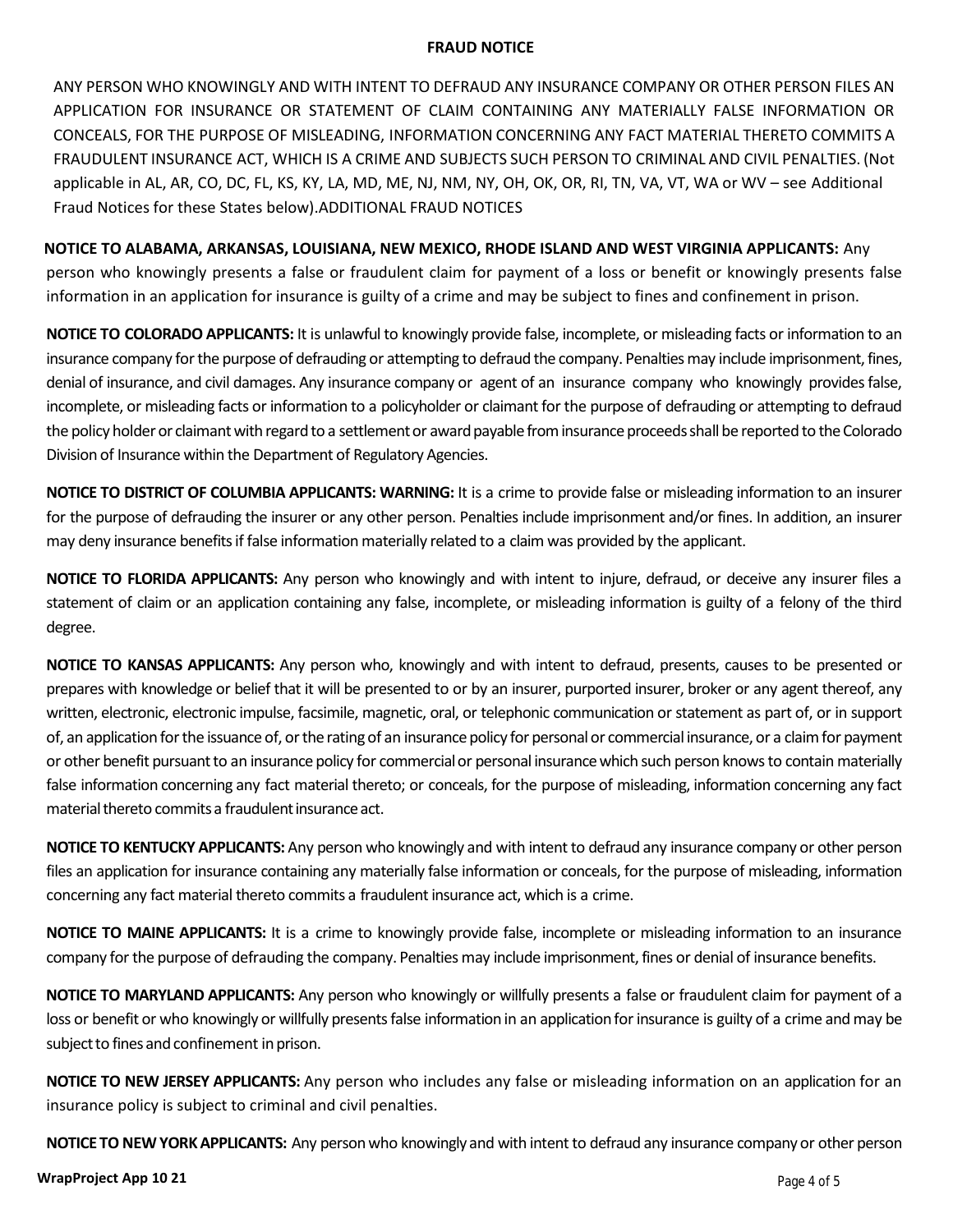## FRAUD NOTICE

ANY PERSON WHO KNOWINGLY AND WITH INTENT TO DEFRAUD ANY INSURANCE COMPANY OR OTHER PERSON FILES AN APPLICATION FOR INSURANCE OR STATEMENT OF CLAIM CONTAINING ANY MATERIALLY FALSE INFORMATION OR CONCEALS, FOR THE PURPOSE OF MISLEADING, INFORMATION CONCERNING ANY FACT MATERIAL THERETO COMMITS A FRAUDULENT INSURANCE ACT, WHICH IS A CRIME AND SUBJECTS SUCH PERSON TO CRIMINAL AND CIVIL PENALTIES. (Not applicable in AL, AR, CO, DC, FL, KS, KY, LA, MD, ME, NJ, NM, NY, OH, OK, OR, RI, TN, VA, VT, WA or WV – see Additional Fraud Notices for these States below).ADDITIONAL FRAUD NOTICES

**NOTICE TO ALABAMA, ARKANSAS, LOUISIANA, NEW MEXICO, RHODE ISLAND AND WEST VIRGINIA APPLICANTS:** Any person who knowingly presents a false or fraudulent claim for payment of a loss or benefit or knowingly presents false information in an application for insurance is guilty of a crime and may be subject to fines and confinement in prison.

**NOTICE TO COLORADO APPLICANTS:** It is unlawful to knowingly provide false, incomplete, or misleading facts or information to an insurance company for the purpose of defrauding or attempting to defraud the company. Penalties may include imprisonment, fines, denial of insurance, and civil damages. Any insurance company or agent of an insurance company who knowingly provides false, incomplete, or misleading facts or information to a policyholder or claimant for the purpose of defrauding or attempting to defraud the policy holder or claimant with regard to a settlement or award payable from insurance proceeds shall be reported to the Colorado Division of Insurance within the Department of Regulatory Agencies.

**NOTICE TO DISTRICT OF COLUMBIA APPLICANTS: WARNING:** It is a crime to provide false or misleading information to an insurer for the purpose of defrauding the insurer or any other person. Penalties include imprisonment and/or fines. In addition, an insurer may deny insurance benefits if false information materially related to a claim was provided by the applicant.

**NOTICE TO FLORIDA APPLICANTS:** Any person who knowingly and with intent to injure, defraud, or deceive any insurer files a statement of claim or an application containing any false, incomplete, or misleading information is guilty of a felony of the third degree.

**NOTICE TO KANSAS APPLICANTS:** Any person who, knowingly and with intent to defraud, presents, causes to be presented or prepares with knowledge or belief that it will be presented to or by an insurer, purported insurer, broker or any agent thereof, any written, electronic, electronic impulse, facsimile, magnetic, oral, or telephonic communication or statement as part of, or in support of, an application for the issuance of, or the rating of an insurance policy for personal or commercial insurance, or a claim for payment or other benefit pursuant to an insurance policy for commercial or personal insurance which such person knows to contain materially false information concerning any fact material thereto; or conceals, for the purpose of misleading, information concerning any fact material thereto commits a fraudulent insurance act.

**NOTICE TO KENTUCKY APPLICANTS:** Any person who knowingly and with intent to defraud any insurance company or other person files an application for insurance containing any materially false information or conceals, for the purpose of misleading, information concerning any fact material thereto commits a fraudulent insurance act, which is a crime.

**NOTICE TO MAINE APPLICANTS:** It is a crime to knowingly provide false, incomplete or misleading information to an insurance company for the purpose of defrauding the company. Penalties may include imprisonment, fines or denial of insurance benefits.

**NOTICE TO MARYLAND APPLICANTS:** Any person who knowingly or willfully presents a false or fraudulent claim for payment of a loss or benefit or who knowingly or willfully presents false information in an application for insurance is guilty of a crime and may be subject to fines and confinement in prison.

**NOTICE TO NEW JERSEY APPLICANTS:** Any person who includes any false or misleading information on an application for an insurance policy is subject to criminal and civil penalties.

**NOTICE TO NEW YORK APPLICANTS:** Any person who knowingly and with intent to defraud any insurance company or other person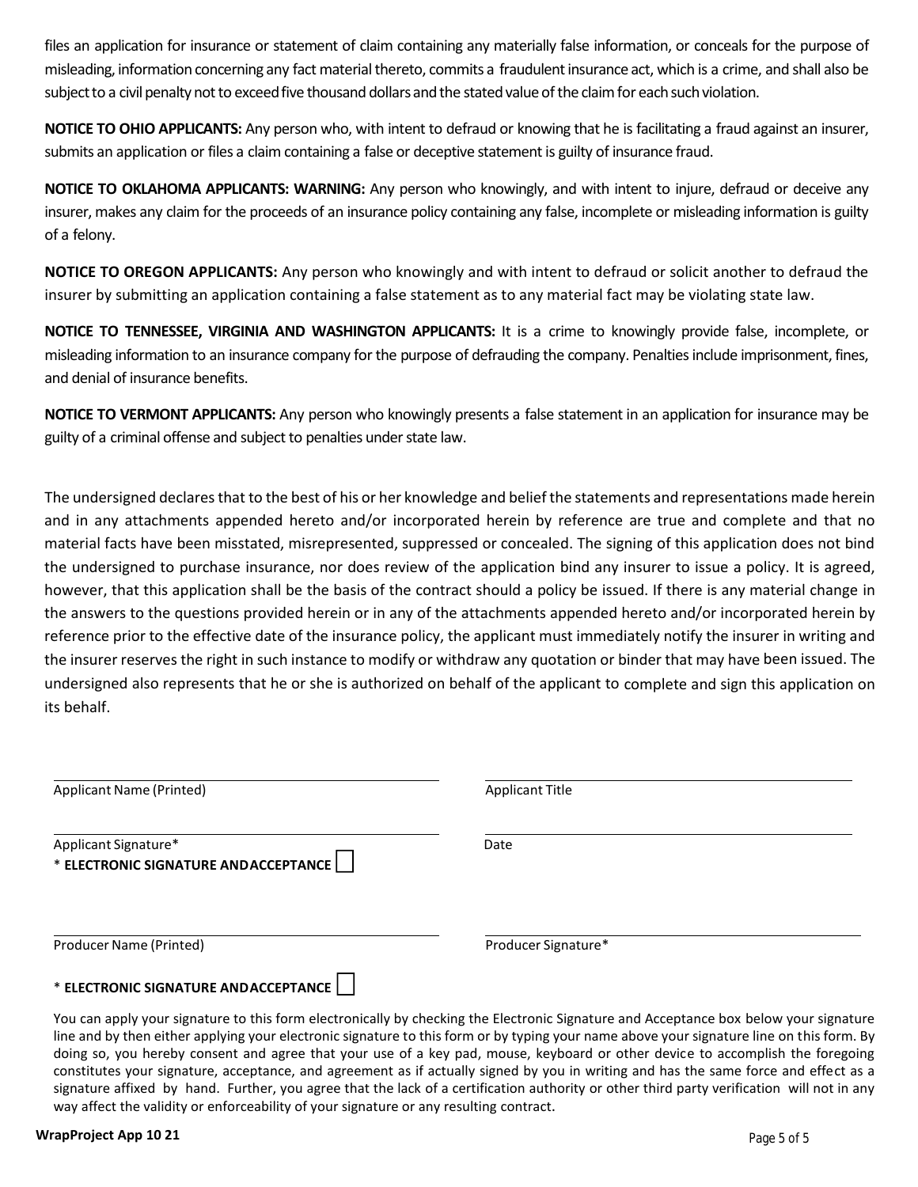files an application for insurance or statement of claim containing any materially false information, or conceals for the purpose of misleading, information concerning any fact material thereto, commits a fraudulent insurance act, which is a crime, and shall also be subject to a civil penalty not to exceed five thousand dollars and the stated value of the claim for each such violation.

**NOTICE TO OHIO APPLICANTS:** Any person who, with intent to defraud or knowing that he is facilitating a fraud against an insurer, submits an application or files a claim containing a false or deceptive statement is guilty of insurance fraud.

**NOTICE TO OKLAHOMA APPLICANTS: WARNING:** Any person who knowingly, and with intent to injure, defraud or deceive any insurer, makes any claim for the proceeds of an insurance policy containing any false, incomplete or misleading information is guilty of a felony.

**NOTICE TO OREGON APPLICANTS:** Any person who knowingly and with intent to defraud or solicit another to defraud the insurer by submitting an application containing a false statement as to any material fact may be violating state law.

**NOTICE TO TENNESSEE, VIRGINIA AND WASHINGTON APPLICANTS:** It is a crime to knowingly provide false, incomplete, or misleading information to an insurance company for the purpose of defrauding the company. Penalties include imprisonment, fines, and denial of insurance benefits.

**NOTICE TO VERMONT APPLICANTS:** Any person who knowingly presents a false statement in an application for insurance may be guilty of a criminal offense and subject to penalties under state law.

The undersigned declares that to the best of his or her knowledge and belief the statements and representations made herein and in any attachments appended hereto and/or incorporated herein by reference are true and complete and that no material facts have been misstated, misrepresented, suppressed or concealed. The signing of this application does not bind the undersigned to purchase insurance, nor does review of the application bind any insurer to issue a policy. It is agreed, however, that this application shall be the basis of the contract should a policy be issued. If there is any material change in the answers to the questions provided herein or in any of the attachments appended hereto and/or incorporated herein by reference prior to the effective date of the insurance policy, the applicant must immediately notify the insurer in writing and the insurer reserves the right in such instance to modify or withdraw any quotation or binder that may have been issued. The undersigned also represents that he or she is authorized on behalf of the applicant to complete and sign this application on its behalf.

| | |
|---|---|
| Applicant Name (Printed) | Applicant Title |
| Applicant Signature*<br>* **ELECTRONIC SIGNATURE AND ACCEPTANCE** ☐ | Date |
| Producer Name (Printed) | Producer Signature* |

\* **ELECTRONIC SIGNATURE AND ACCEPTANCE** ☐

You can apply your signature to this form electronically by checking the Electronic Signature and Acceptance box below your signature line and by then either applying your electronic signature to this form or by typing your name above your signature line on this form. By doing so, you hereby consent and agree that your use of a key pad, mouse, keyboard or other device to accomplish the foregoing constitutes your signature, acceptance, and agreement as if actually signed by you in writing and has the same force and effect as a signature affixed by hand. Further, you agree that the lack of a certification authority or other third party verification will not in any way affect the validity or enforceability of your signature or any resulting contract.

**WrapProject App 10 21**